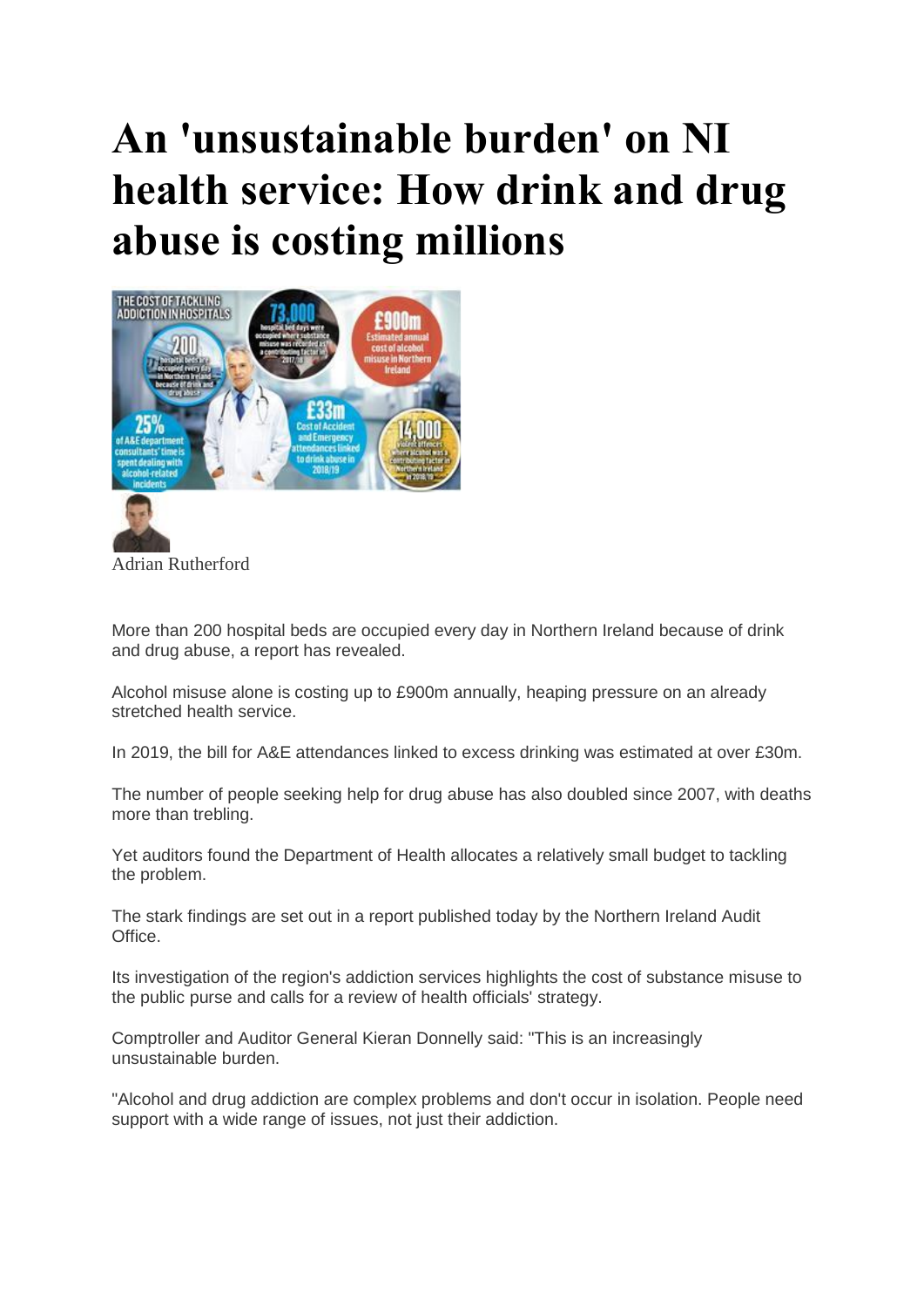# An 'unsustainable burden' on NI health service: How drink and drug abuse is costing millions

Adrian Rutherford

More than 200 hospital beds are occupied every day in Northern Ireland because of drink and drug abuse, a report has revealed.

Alcohol misuse alone is costing up to £900m annually, heaping pressure on an already stretched health service.

In 2019, the bill for A&E attendances linked to excess drinking was estimated at over £30m.

The number of people seeking help for drug abuse has also doubled since 2007, with deaths more than trebling.

Yet auditors found the Department of Health allocates a relatively small budget to tackling the problem.

The stark findings are set out in a report published today by the Northern Ireland Audit Office.

Its investigation of the region's addiction services highlights the cost of substance misuse to the public purse and calls for a review of health officials' strategy.

Comptroller and Auditor General Kieran Donnelly said: "This is an increasingly unsustainable burden.

"Alcohol and drug addiction are complex problems and don't occur in isolation. People need support with a wide range of issues, not just their addiction.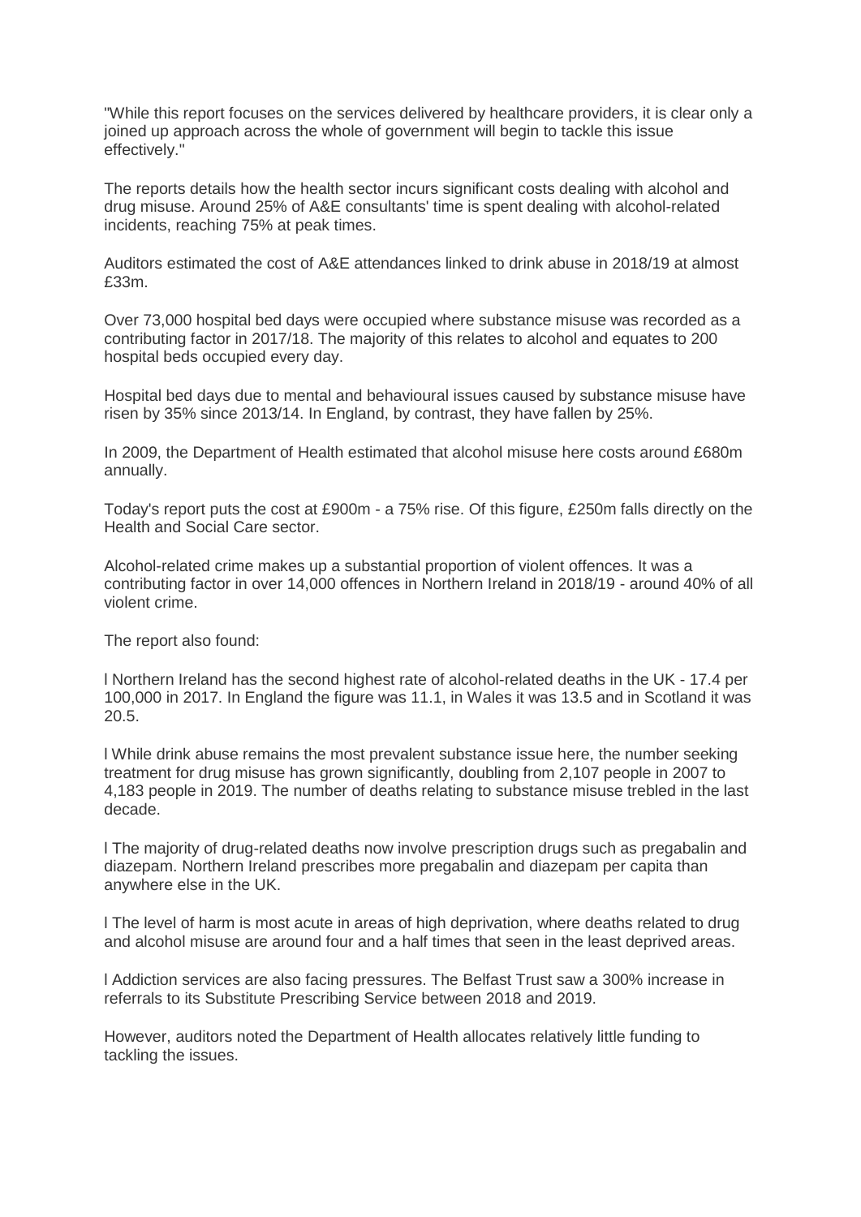"While this report focuses on the services delivered by healthcare providers, it is clear only a joined up approach across the whole of government will begin to tackle this issue effectively."

The reports details how the health sector incurs significant costs dealing with alcohol and drug misuse. Around 25% of A&E consultants' time is spent dealing with alcohol-related incidents, reaching 75% at peak times.

Auditors estimated the cost of A&E attendances linked to drink abuse in 2018/19 at almost £33m.

Over 73,000 hospital bed days were occupied where substance misuse was recorded as a contributing factor in 2017/18. The majority of this relates to alcohol and equates to 200 hospital beds occupied every day.

Hospital bed days due to mental and behavioural issues caused by substance misuse have risen by 35% since 2013/14. In England, by contrast, they have fallen by 25%.

In 2009, the Department of Health estimated that alcohol misuse here costs around £680m annually.

Today's report puts the cost at £900m - a 75% rise. Of this figure, £250m falls directly on the Health and Social Care sector.

Alcohol-related crime makes up a substantial proportion of violent offences. It was a contributing factor in over 14,000 offences in Northern Ireland in 2018/19 - around 40% of all violent crime.

The report also found:

- Northern Ireland has the second highest rate of alcohol-related deaths in the UK - 17.4 per 100,000 in 2017. In England the figure was 11.1, in Wales it was 13.5 and in Scotland it was 20.5.
- While drink abuse remains the most prevalent substance issue here, the number seeking treatment for drug misuse has grown significantly, doubling from 2,107 people in 2007 to 4,183 people in 2019. The number of deaths relating to substance misuse trebled in the last decade.
- The majority of drug-related deaths now involve prescription drugs such as pregabalin and diazepam. Northern Ireland prescribes more pregabalin and diazepam per capita than anywhere else in the UK.
- The level of harm is most acute in areas of high deprivation, where deaths related to drug and alcohol misuse are around four and a half times that seen in the least deprived areas.
- Addiction services are also facing pressures. The Belfast Trust saw a 300% increase in referrals to its Substitute Prescribing Service between 2018 and 2019.

However, auditors noted the Department of Health allocates relatively little funding to tackling the issues.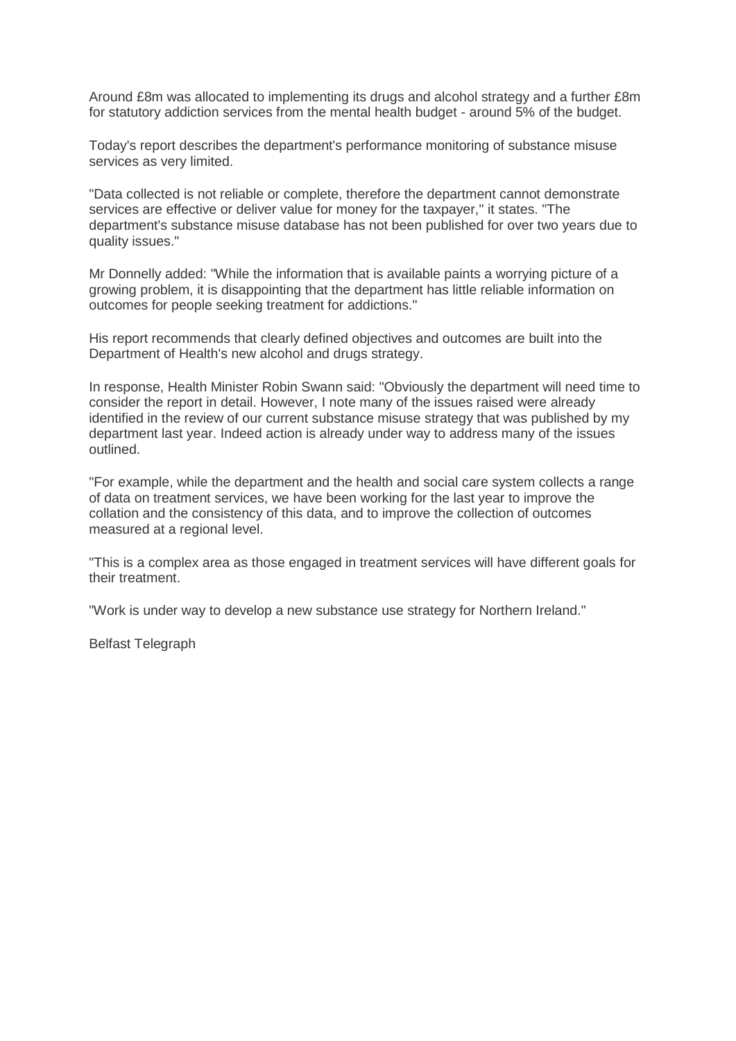Around £8m was allocated to implementing its drugs and alcohol strategy and a further £8m for statutory addiction services from the mental health budget - around 5% of the budget.

Today's report describes the department's performance monitoring of substance misuse services as very limited.

"Data collected is not reliable or complete, therefore the department cannot demonstrate services are effective or deliver value for money for the taxpayer," it states. "The department's substance misuse database has not been published for over two years due to quality issues."

Mr Donnelly added: "While the information that is available paints a worrying picture of a growing problem, it is disappointing that the department has little reliable information on outcomes for people seeking treatment for addictions."

His report recommends that clearly defined objectives and outcomes are built into the Department of Health's new alcohol and drugs strategy.

In response, Health Minister Robin Swann said: "Obviously the department will need time to consider the report in detail. However, I note many of the issues raised were already identified in the review of our current substance misuse strategy that was published by my department last year. Indeed action is already under way to address many of the issues outlined.

"For example, while the department and the health and social care system collects a range of data on treatment services, we have been working for the last year to improve the collation and the consistency of this data, and to improve the collection of outcomes measured at a regional level.

"This is a complex area as those engaged in treatment services will have different goals for their treatment.

"Work is under way to develop a new substance use strategy for Northern Ireland."

Belfast Telegraph